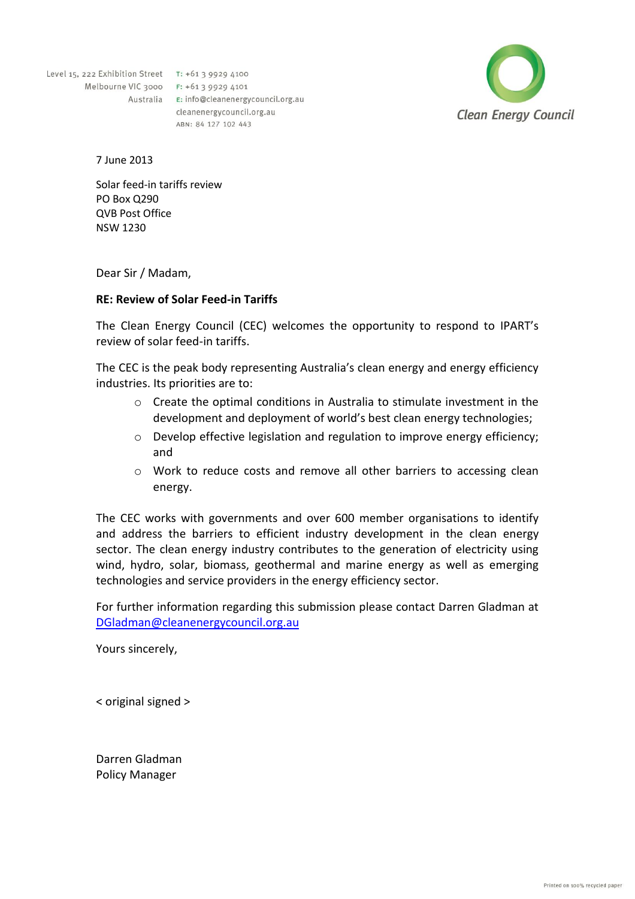Level 15, 222 Exhibition Street
Melbourne VIC 3000
Australia

T: +61 3 9929 4100
F: +61 3 9929 4101
E: info@cleanenergycouncil.org.au
cleanenergycouncil.org.au
ABN: 84 127 102 443

Clean Energy Council

7 June 2013

Solar feed-in tariffs review
PO Box Q290
QVB Post Office
NSW 1230

Dear Sir / Madam,

**RE: Review of Solar Feed-in Tariffs**

The Clean Energy Council (CEC) welcomes the opportunity to respond to IPART's review of solar feed-in tariffs.

The CEC is the peak body representing Australia's clean energy and energy efficiency industries. Its priorities are to:

- Create the optimal conditions in Australia to stimulate investment in the development and deployment of world's best clean energy technologies;
- Develop effective legislation and regulation to improve energy efficiency; and
- Work to reduce costs and remove all other barriers to accessing clean energy.

The CEC works with governments and over 600 member organisations to identify and address the barriers to efficient industry development in the clean energy sector. The clean energy industry contributes to the generation of electricity using wind, hydro, solar, biomass, geothermal and marine energy as well as emerging technologies and service providers in the energy efficiency sector.

For further information regarding this submission please contact Darren Gladman at DGladman@cleanenergycouncil.org.au

Yours sincerely,

< original signed >

Darren Gladman
Policy Manager

Printed on 100% recycled paper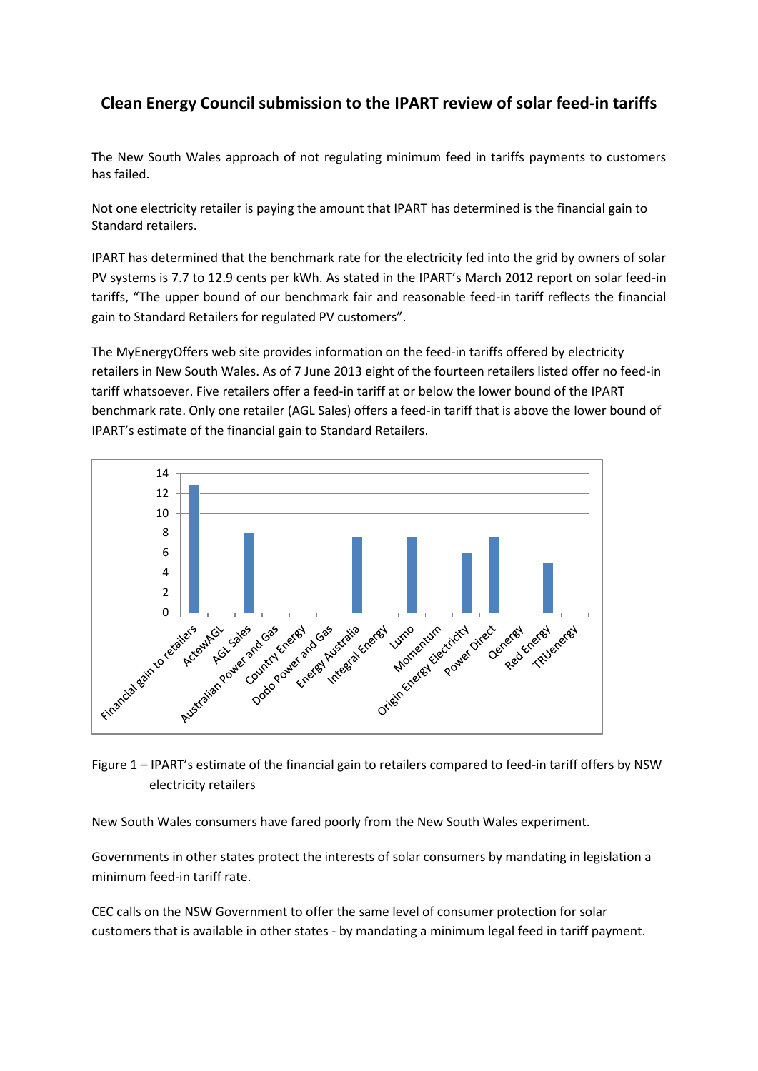# Clean Energy Council submission to the IPART review of solar feed-in tariffs

The New South Wales approach of not regulating minimum feed in tariffs payments to customers has failed.

Not one electricity retailer is paying the amount that IPART has determined is the financial gain to Standard retailers.

IPART has determined that the benchmark rate for the electricity fed into the grid by owners of solar PV systems is 7.7 to 12.9 cents per kWh. As stated in the IPART's March 2012 report on solar feed-in tariffs, "The upper bound of our benchmark fair and reasonable feed-in tariff reflects the financial gain to Standard Retailers for regulated PV customers".

The MyEnergyOffers web site provides information on the feed-in tariffs offered by electricity retailers in New South Wales. As of 7 June 2013 eight of the fourteen retailers listed offer no feed-in tariff whatsoever. Five retailers offer a feed-in tariff at or below the lower bound of the IPART benchmark rate. Only one retailer (AGL Sales) offers a feed-in tariff that is above the lower bound of IPART's estimate of the financial gain to Standard Retailers.

14
12
10
8
6
4
2
0

Financial gain to retailers
ActewAGL
AGL Sales
Australian Power and Gas
Country Energy
Dodo Power and Gas
Energy Australia
Integral Energy
Lumo
Momentum
Origin Energy Electricity
Power Direct
Qenergy
Red Energy
TRUenergy

Figure 1 – IPART's estimate of the financial gain to retailers compared to feed-in tariff offers by NSW electricity retailers

New South Wales consumers have fared poorly from the New South Wales experiment.

Governments in other states protect the interests of solar consumers by mandating in legislation a minimum feed-in tariff rate.

CEC calls on the NSW Government to offer the same level of consumer protection for solar customers that is available in other states - by mandating a minimum legal feed in tariff payment.